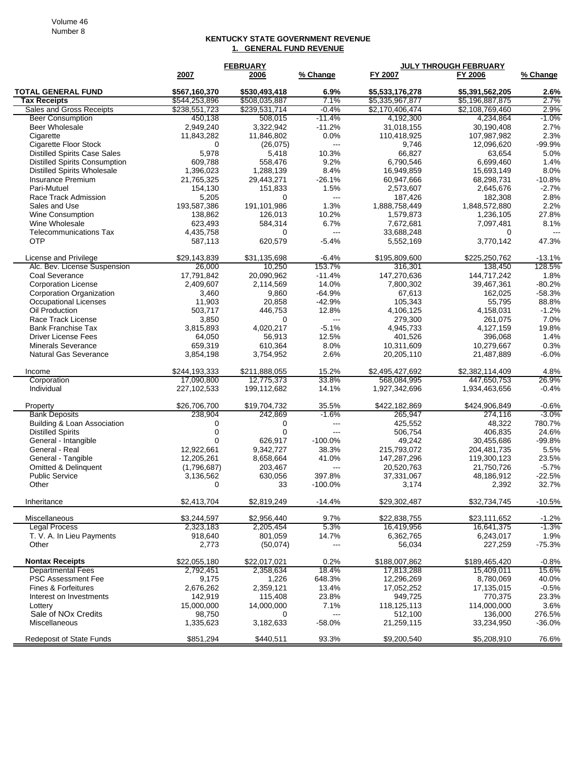Volume 46
Number 8

## KENTUCKY STATE GOVERNMENT REVENUE

### 1. GENERAL FUND REVENUE

| | FEBRUARY | | | JULY THROUGH FEBRUARY | | |
|---|---|---|---|---|---|---|
| | 2007 | 2006 | % Change | FY 2007 | FY 2006 | % Change |
| **TOTAL GENERAL FUND** | **$567,160,370** | **$530,493,418** | **6.9%** | **$5,533,176,278** | **$5,391,562,205** | **2.6%** |
| **Tax Receipts** | $544,253,896 | $508,035,887 | 7.1% | $5,335,967,877 | $5,196,887,875 | 2.7% |
| Sales and Gross Receipts | $238,551,723 | $239,531,714 | -0.4% | $2,170,406,474 | $2,108,769,460 | 2.9% |
| Beer Consumption | 450,138 | 508,015 | -11.4% | 4,192,300 | 4,234,864 | -1.0% |
| Beer Wholesale | 2,949,240 | 3,322,942 | -11.2% | 31,018,155 | 30,190,408 | 2.7% |
| Cigarette | 11,843,282 | 11,846,802 | 0.0% | 110,418,925 | 107,987,982 | 2.3% |
| Cigarette Floor Stock | 0 | (26,075) | --- | 9,746 | 12,096,620 | -99.9% |
| Distilled Spirits Case Sales | 5,978 | 5,418 | 10.3% | 66,827 | 63,654 | 5.0% |
| Distilled Spirits Consumption | 609,788 | 558,476 | 9.2% | 6,790,546 | 6,699,460 | 1.4% |
| Distilled Spirits Wholesale | 1,396,023 | 1,288,139 | 8.4% | 16,949,859 | 15,693,149 | 8.0% |
| Insurance Premium | 21,765,325 | 29,443,271 | -26.1% | 60,947,666 | 68,298,731 | -10.8% |
| Pari-Mutuel | 154,130 | 151,833 | 1.5% | 2,573,607 | 2,645,676 | -2.7% |
| Race Track Admission | 5,205 | 0 | --- | 187,426 | 182,308 | 2.8% |
| Sales and Use | 193,587,386 | 191,101,986 | 1.3% | 1,888,758,449 | 1,848,572,880 | 2.2% |
| Wine Consumption | 138,862 | 126,013 | 10.2% | 1,579,873 | 1,236,105 | 27.8% |
| Wine Wholesale | 623,493 | 584,314 | 6.7% | 7,672,681 | 7,097,481 | 8.1% |
| Telecommunications Tax | 4,435,758 | 0 | --- | 33,688,248 | 0 | --- |
| OTP | 587,113 | 620,579 | -5.4% | 5,552,169 | 3,770,142 | 47.3% |
| | | | | | | |
| License and Privilege | $29,143,839 | $31,135,698 | -6.4% | $195,809,600 | $225,250,762 | -13.1% |
| Alc. Bev. License Suspension | 26,000 | 10,250 | 153.7% | 316,301 | 138,450 | 128.5% |
| Coal Severance | 17,791,842 | 20,090,962 | -11.4% | 147,270,636 | 144,717,242 | 1.8% |
| Corporation License | 2,409,607 | 2,114,569 | 14.0% | 7,800,302 | 39,467,361 | -80.2% |
| Corporation Organization | 3,460 | 9,860 | -64.9% | 67,613 | 162,025 | -58.3% |
| Occupational Licenses | 11,903 | 20,858 | -42.9% | 105,343 | 55,795 | 88.8% |
| Oil Production | 503,717 | 446,753 | 12.8% | 4,106,125 | 4,158,031 | -1.2% |
| Race Track License | 3,850 | 0 | --- | 279,300 | 261,075 | 7.0% |
| Bank Franchise Tax | 3,815,893 | 4,020,217 | -5.1% | 4,945,733 | 4,127,159 | 19.8% |
| Driver License Fees | 64,050 | 56,913 | 12.5% | 401,526 | 396,068 | 1.4% |
| Minerals Severance | 659,319 | 610,364 | 8.0% | 10,311,609 | 10,279,667 | 0.3% |
| Natural Gas Severance | 3,854,198 | 3,754,952 | 2.6% | 20,205,110 | 21,487,889 | -6.0% |
| | | | | | | |
| Income | $244,193,333 | $211,888,055 | 15.2% | $2,495,427,692 | $2,382,114,409 | 4.8% |
| Corporation | 17,090,800 | 12,775,373 | 33.8% | 568,084,995 | 447,650,753 | 26.9% |
| Individual | 227,102,533 | 199,112,682 | 14.1% | 1,927,342,696 | 1,934,463,656 | -0.4% |
| | | | | | | |
| Property | $26,706,700 | $19,704,732 | 35.5% | $422,182,869 | $424,906,849 | -0.6% |
| Bank Deposits | 238,904 | 242,869 | -1.6% | 265,947 | 274,116 | -3.0% |
| Building & Loan Association | 0 | 0 | --- | 425,552 | 48,322 | 780.7% |
| Distilled Spirits | 0 | 0 | --- | 506,754 | 406,835 | 24.6% |
| General - Intangible | 0 | 626,917 | -100.0% | 49,242 | 30,455,686 | -99.8% |
| General - Real | 12,922,661 | 9,342,727 | 38.3% | 215,793,072 | 204,481,735 | 5.5% |
| General - Tangible | 12,205,261 | 8,658,664 | 41.0% | 147,287,296 | 119,300,123 | 23.5% |
| Omitted & Delinquent | (1,796,687) | 203,467 | --- | 20,520,763 | 21,750,726 | -5.7% |
| Public Service | 3,136,562 | 630,056 | 397.8% | 37,331,067 | 48,186,912 | -22.5% |
| Other | 0 | 33 | -100.0% | 3,174 | 2,392 | 32.7% |
| | | | | | | |
| Inheritance | $2,413,704 | $2,819,249 | -14.4% | $29,302,487 | $32,734,745 | -10.5% |
| | | | | | | |
| Miscellaneous | $3,244,597 | $2,956,440 | 9.7% | $22,838,755 | $23,111,652 | -1.2% |
| Legal Process | 2,323,183 | 2,205,454 | 5.3% | 16,419,956 | 16,641,375 | -1.3% |
| T. V. A. In Lieu Payments | 918,640 | 801,059 | 14.7% | 6,362,765 | 6,243,017 | 1.9% |
| Other | 2,773 | (50,074) | --- | 56,034 | 227,259 | -75.3% |
| | | | | | | |
| **Nontax Receipts** | $22,055,180 | $22,017,021 | 0.2% | $188,007,862 | $189,465,420 | -0.8% |
| Departmental Fees | 2,792,451 | 2,358,634 | 18.4% | 17,813,288 | 15,409,011 | 15.6% |
| PSC Assessment Fee | 9,175 | 1,226 | 648.3% | 12,296,269 | 8,780,069 | 40.0% |
| Fines & Forfeitures | 2,676,262 | 2,359,121 | 13.4% | 17,052,252 | 17,135,015 | -0.5% |
| Interest on Investments | 142,919 | 115,408 | 23.8% | 949,725 | 770,375 | 23.3% |
| Lottery | 15,000,000 | 14,000,000 | 7.1% | 118,125,113 | 114,000,000 | 3.6% |
| Sale of NOx Credits | 98,750 | 0 | --- | 512,100 | 136,000 | 276.5% |
| Miscellaneous | 1,335,623 | 3,182,633 | -58.0% | 21,259,115 | 33,234,950 | -36.0% |
| | | | | | | |
| Redeposit of State Funds | $851,294 | $440,511 | 93.3% | $9,200,540 | $5,208,910 | 76.6% |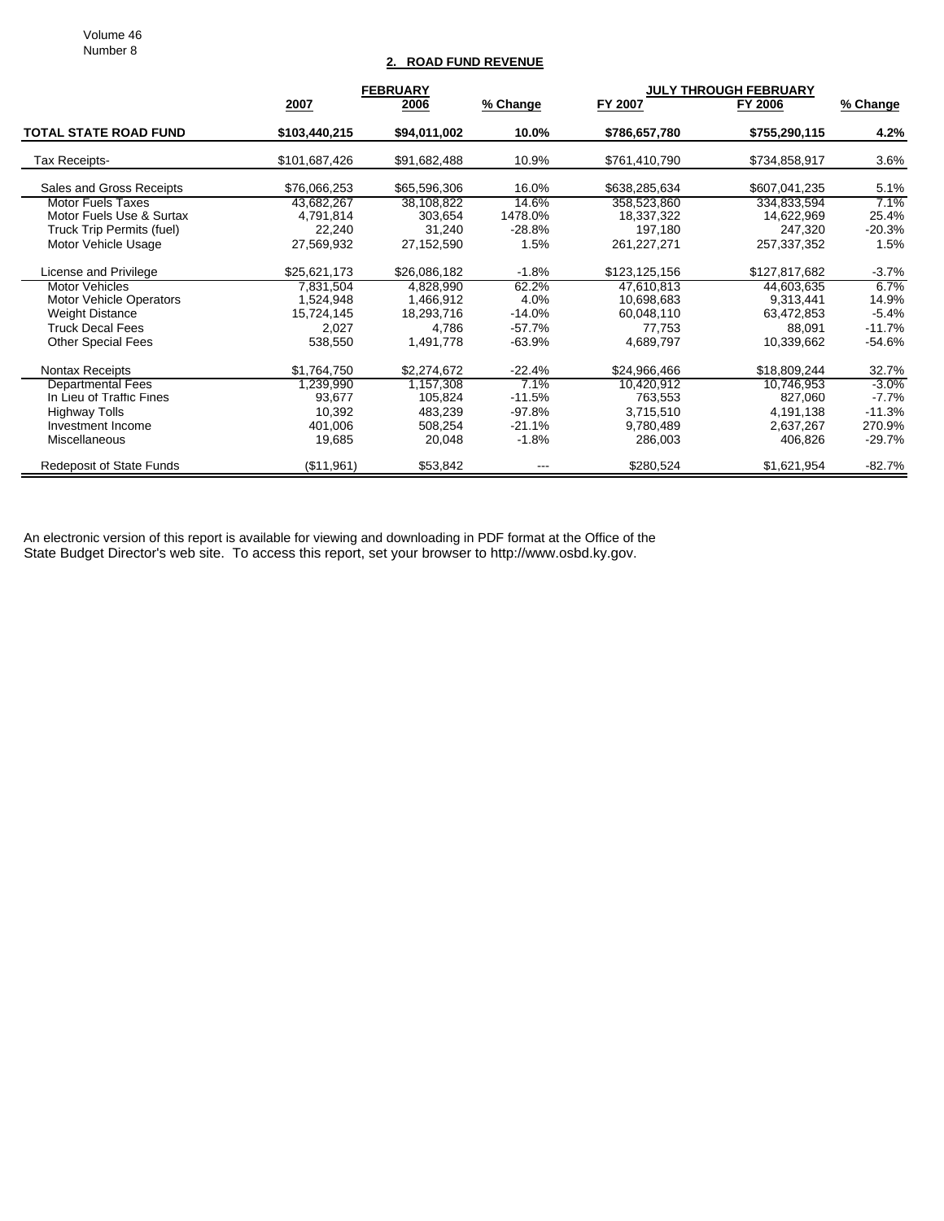## 2. ROAD FUND REVENUE

| | FEBRUARY | | | JULY THROUGH FEBRUARY | | |
|---|---|---|---|---|---|---|
| | 2007 | 2006 | % Change | FY 2007 | FY 2006 | % Change |
| **TOTAL STATE ROAD FUND** | **$103,440,215** | **$94,011,002** | **10.0%** | **$786,657,780** | **$755,290,115** | **4.2%** |
| Tax Receipts- | $101,687,426 | $91,682,488 | 10.9% | $761,410,790 | $734,858,917 | 3.6% |
| Sales and Gross Receipts | $76,066,253 | $65,596,306 | 16.0% | $638,285,634 | $607,041,235 | 5.1% |
| Motor Fuels Taxes | 43,682,267 | 38,108,822 | 14.6% | 358,523,860 | 334,833,594 | 7.1% |
| Motor Fuels Use & Surtax | 4,791,814 | 303,654 | 1478.0% | 18,337,322 | 14,622,969 | 25.4% |
| Truck Trip Permits (fuel) | 22,240 | 31,240 | -28.8% | 197,180 | 247,320 | -20.3% |
| Motor Vehicle Usage | 27,569,932 | 27,152,590 | 1.5% | 261,227,271 | 257,337,352 | 1.5% |
| License and Privilege | $25,621,173 | $26,086,182 | -1.8% | $123,125,156 | $127,817,682 | -3.7% |
| Motor Vehicles | 7,831,504 | 4,828,990 | 62.2% | 47,610,813 | 44,603,635 | 6.7% |
| Motor Vehicle Operators | 1,524,948 | 1,466,912 | 4.0% | 10,698,683 | 9,313,441 | 14.9% |
| Weight Distance | 15,724,145 | 18,293,716 | -14.0% | 60,048,110 | 63,472,853 | -5.4% |
| Truck Decal Fees | 2,027 | 4,786 | -57.7% | 77,753 | 88,091 | -11.7% |
| Other Special Fees | 538,550 | 1,491,778 | -63.9% | 4,689,797 | 10,339,662 | -54.6% |
| Nontax Receipts | $1,764,750 | $2,274,672 | -22.4% | $24,966,466 | $18,809,244 | 32.7% |
| Departmental Fees | 1,239,990 | 1,157,308 | 7.1% | 10,420,912 | 10,746,953 | -3.0% |
| In Lieu of Traffic Fines | 93,677 | 105,824 | -11.5% | 763,553 | 827,060 | -7.7% |
| Highway Tolls | 10,392 | 483,239 | -97.8% | 3,715,510 | 4,191,138 | -11.3% |
| Investment Income | 401,006 | 508,254 | -21.1% | 9,780,489 | 2,637,267 | 270.9% |
| Miscellaneous | 19,685 | 20,048 | -1.8% | 286,003 | 406,826 | -29.7% |
| Redeposit of State Funds | ($11,961) | $53,842 | --- | $280,524 | $1,621,954 | -82.7% |

An electronic version of this report is available for viewing and downloading in PDF format at the Office of the State Budget Director's web site. To access this report, set your browser to http://www.osbd.ky.gov.